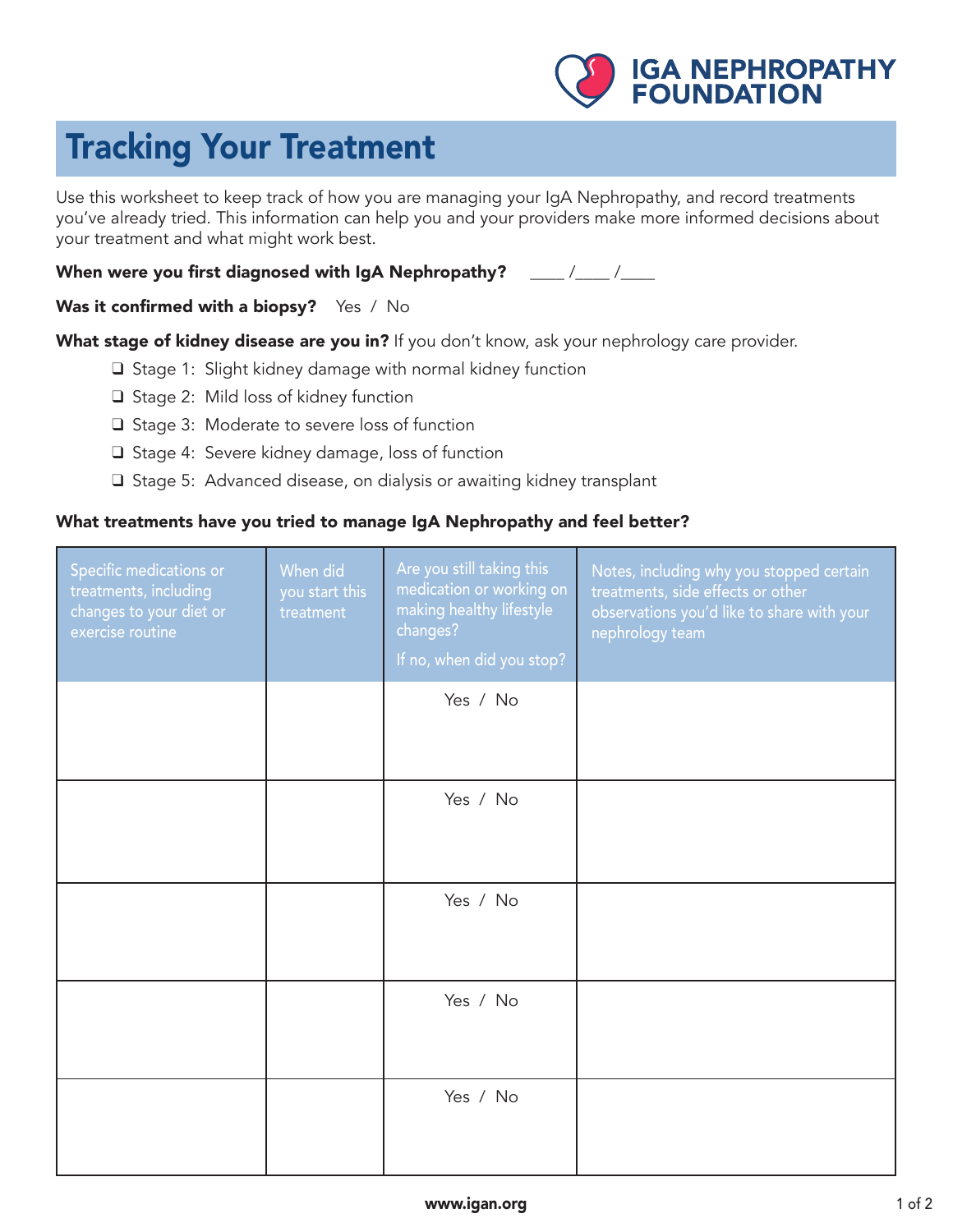IGA NEPHROPATHY FOUNDATION

# Tracking Your Treatment

Use this worksheet to keep track of how you are managing your IgA Nephropathy, and record treatments you've already tried. This information can help you and your providers make more informed decisions about your treatment and what might work best.

**When were you first diagnosed with IgA Nephropathy?** ____ /____ /____

**Was it confirmed with a biopsy?** Yes / No

**What stage of kidney disease are you in?** If you don't know, ask your nephrology care provider.

- ❑ Stage 1: Slight kidney damage with normal kidney function
- ❑ Stage 2: Mild loss of kidney function
- ❑ Stage 3: Moderate to severe loss of function
- ❑ Stage 4: Severe kidney damage, loss of function
- ❑ Stage 5: Advanced disease, on dialysis or awaiting kidney transplant

**What treatments have you tried to manage IgA Nephropathy and feel better?**

| Specific medications or treatments, including changes to your diet or exercise routine | When did you start this treatment | Are you still taking this medication or working on making healthy lifestyle changes? If no, when did you stop? | Notes, including why you stopped certain treatments, side effects or other observations you'd like to share with your nephrology team |
|---|---|---|---|
| | | Yes / No | |
| | | Yes / No | |
| | | Yes / No | |
| | | Yes / No | |
| | | Yes / No | |

www.igan.org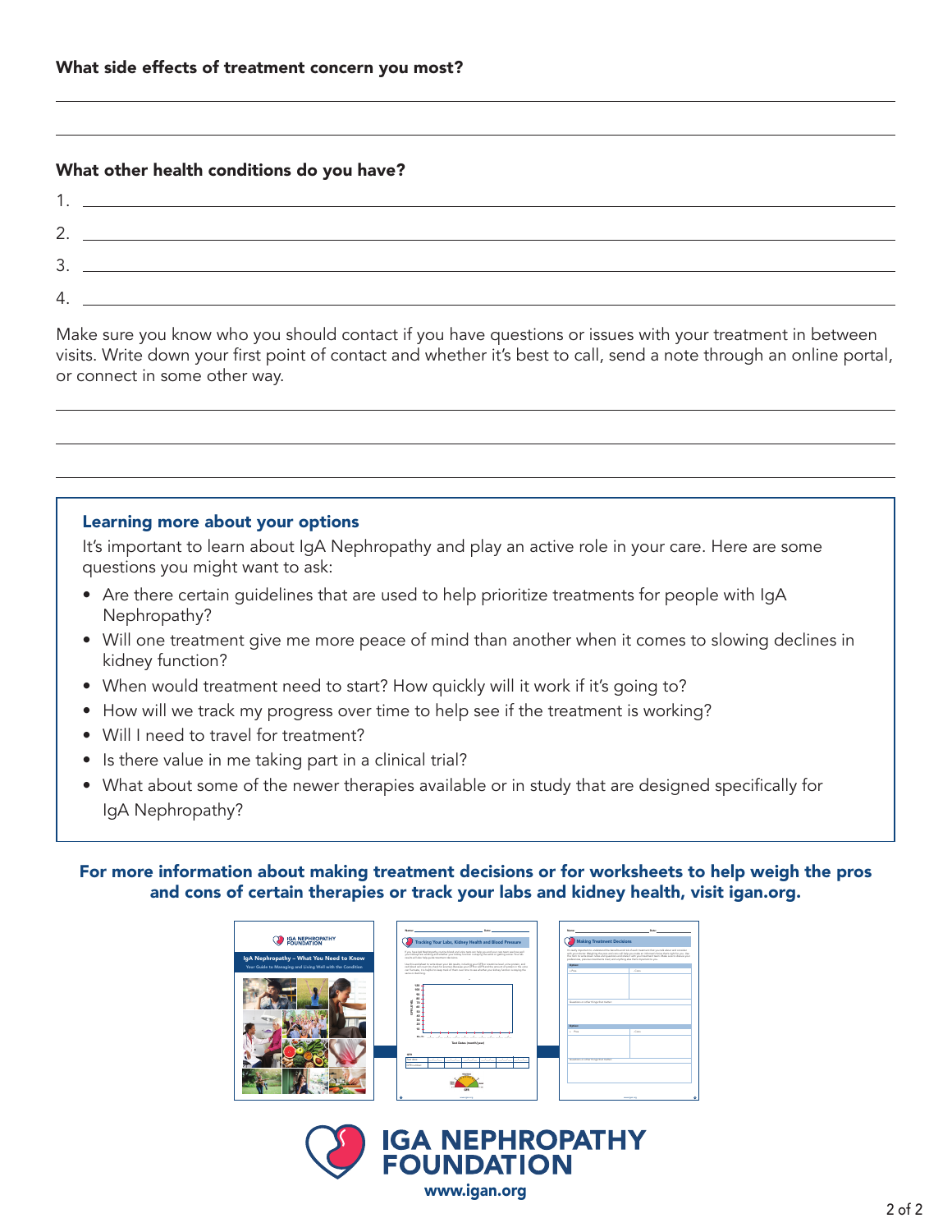**What side effects of treatment concern you most?**

**What other health conditions do you have?**

1.
2.
3.
4.

Make sure you know who you should contact if you have questions or issues with your treatment in between visits. Write down your first point of contact and whether it's best to call, send a note through an online portal, or connect in some other way.

### Learning more about your options

It's important to learn about IgA Nephropathy and play an active role in your care. Here are some questions you might want to ask:

- Are there certain guidelines that are used to help prioritize treatments for people with IgA Nephropathy?
- Will one treatment give me more peace of mind than another when it comes to slowing declines in kidney function?
- When would treatment need to start? How quickly will it work if it's going to?
- How will we track my progress over time to help see if the treatment is working?
- Will I need to travel for treatment?
- Is there value in me taking part in a clinical trial?
- What about some of the newer therapies available or in study that are designed specifically for IgA Nephropathy?

**For more information about making treatment decisions or for worksheets to help weigh the pros and cons of certain therapies or track your labs and kidney health, visit igan.org.**

IGA NEPHROPATHY FOUNDATION
www.igan.org